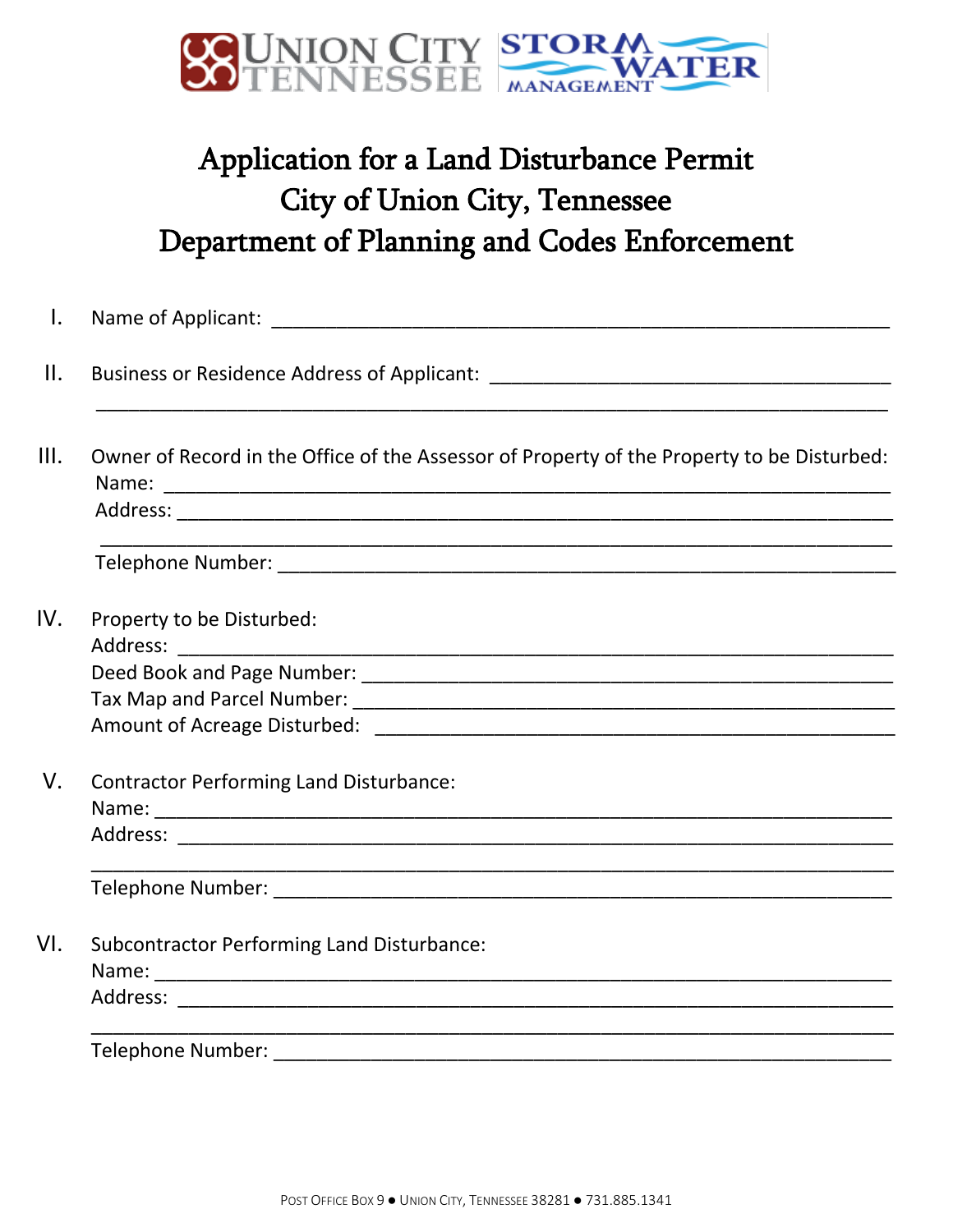UNION CITY TENNESSEE STORM WATER MANAGEMENT

# Application for a Land Disturbance Permit
# City of Union City, Tennessee
# Department of Planning and Codes Enforcement

I. Name of Applicant: ____________________________________________________________

II. Business or Residence Address of Applicant: ______________________________________
_____________________________________________________________________________

III. Owner of Record in the Office of the Assessor of Property of the Property to be Disturbed:
Name: _______________________________________________________________________
Address: _____________________________________________________________________
_____________________________________________________________________________
Telephone Number: ____________________________________________________________

IV. Property to be Disturbed:
Address: _____________________________________________________________________
Deed Book and Page Number: ____________________________________________________
Tax Map and Parcel Number: _____________________________________________________
Amount of Acreage Disturbed: ___________________________________________________

V. Contractor Performing Land Disturbance:
Name: _______________________________________________________________________
Address: _____________________________________________________________________
_____________________________________________________________________________
Telephone Number: ____________________________________________________________

VI. Subcontractor Performing Land Disturbance:
Name: _______________________________________________________________________
Address: _____________________________________________________________________
_____________________________________________________________________________
Telephone Number: ____________________________________________________________

POST OFFICE BOX 9 ● UNION CITY, TENNESSEE 38281 ● 731.885.1341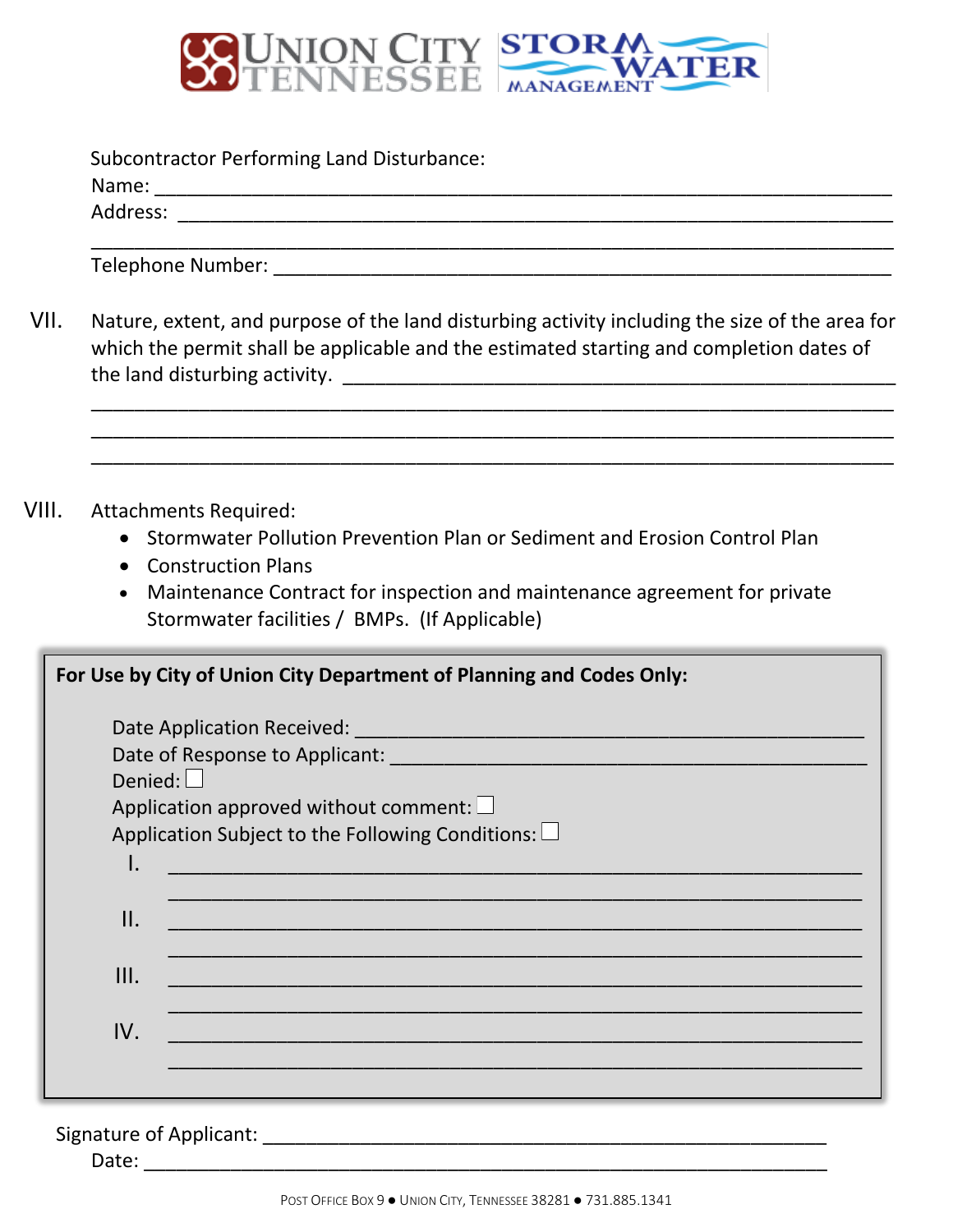Subcontractor Performing Land Disturbance:

Name: ______________________________________________________________

Address: ____________________________________________________________

____________________________________________________________________

Telephone Number: ____________________________________________________

VII. Nature, extent, and purpose of the land disturbing activity including the size of the area for which the permit shall be applicable and the estimated starting and completion dates of the land disturbing activity. ________________________________________________

____________________________________________________________________

____________________________________________________________________

____________________________________________________________________

VIII. Attachments Required:

- Stormwater Pollution Prevention Plan or Sediment and Erosion Control Plan
- Construction Plans
- Maintenance Contract for inspection and maintenance agreement for private Stormwater facilities / BMPs. (If Applicable)

**For Use by City of Union City Department of Planning and Codes Only:**

Date Application Received: ______________________________________________

Date of Response to Applicant: ___________________________________________

Denied: ☐

Application approved without comment: ☐

Application Subject to the Following Conditions: ☐

I. ______________________________________________________________

______________________________________________________________

II. ______________________________________________________________

______________________________________________________________

III. ______________________________________________________________

______________________________________________________________

IV. ______________________________________________________________

______________________________________________________________

Signature of Applicant: ___________________________________________________

Date: ______________________________________________________________

Post Office Box 9 ● Union City, Tennessee 38281 ● 731.885.1341